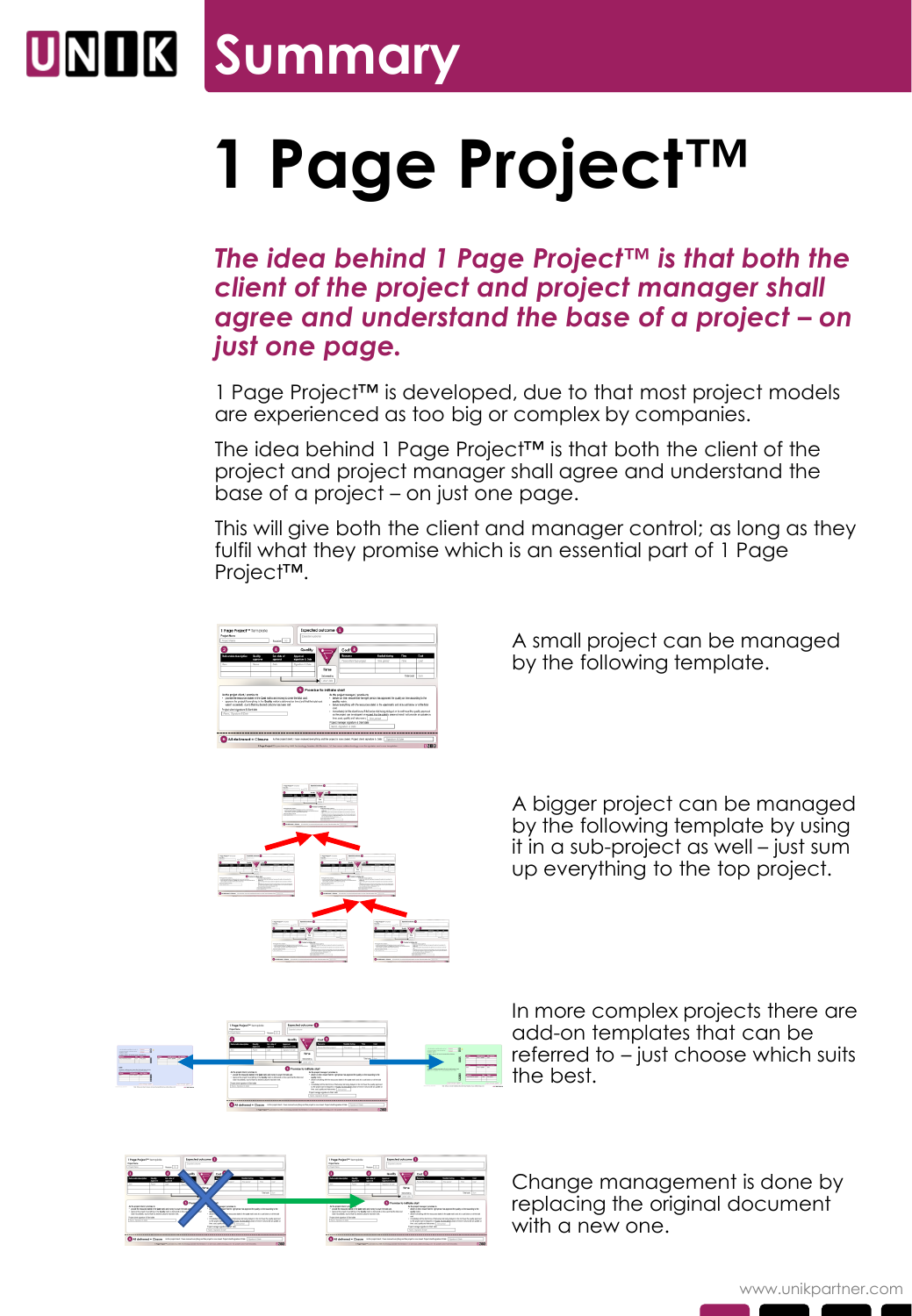# Summary

# 1 Page Project™

***The idea behind 1 Page Project™ is that both the client of the project and project manager shall agree and understand the base of a project – on just one page.***

1 Page Project™ is developed, due to that most project models are experienced as too big or complex by companies.

The idea behind 1 Page Project™ is that both the client of the project and project manager shall agree and understand the base of a project – on just one page.

This will give both the client and manager control; as long as they fulfil what they promise which is an essential part of 1 Page Project™.

A small project can be managed by the following template.

A bigger project can be managed by the following template by using it in a sub-project as well – just sum up everything to the top project.

In more complex projects there are add-on templates that can be referred to – just choose which suits the best.

Change management is done by replacing the original document with a new one.

www.unikpartner.com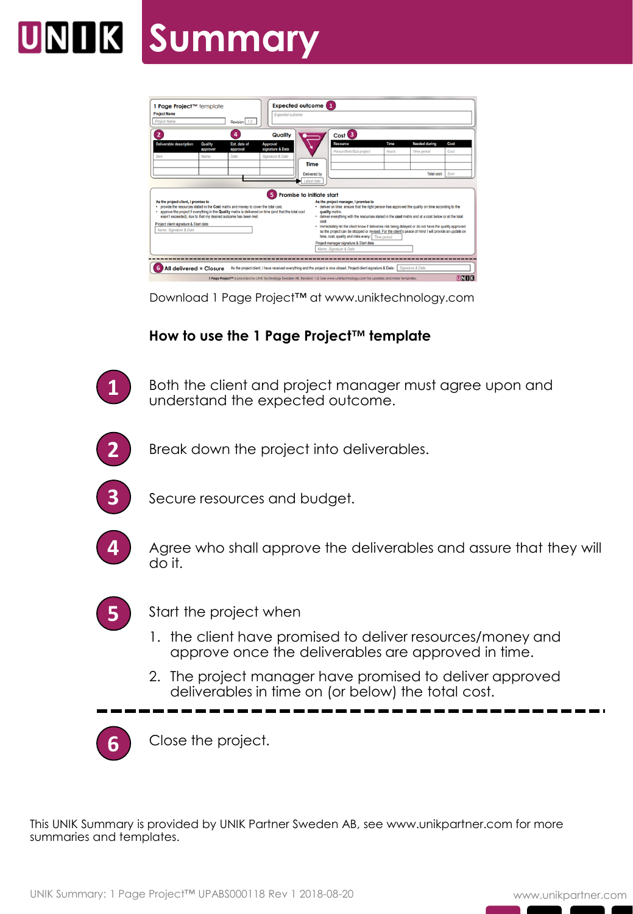# UNIK Summary

Download 1 Page Project™ at www.uniktechnology.com

## How to use the 1 Page Project™ template

**1** Both the client and project manager must agree upon and understand the expected outcome.

**2** Break down the project into deliverables.

**3** Secure resources and budget.

**4** Agree who shall approve the deliverables and assure that they will do it.

**5** Start the project when

1. the client have promised to deliver resources/money and approve once the deliverables are approved in time.
2. The project manager have promised to deliver approved deliverables in time on (or below) the total cost.

---

**6** Close the project.

This UNIK Summary is provided by UNIK Partner Sweden AB, see www.unikpartner.com for more summaries and templates.

UNIK Summary: 1 Page Project™ UPABS000118 Rev 1 2018-08-20